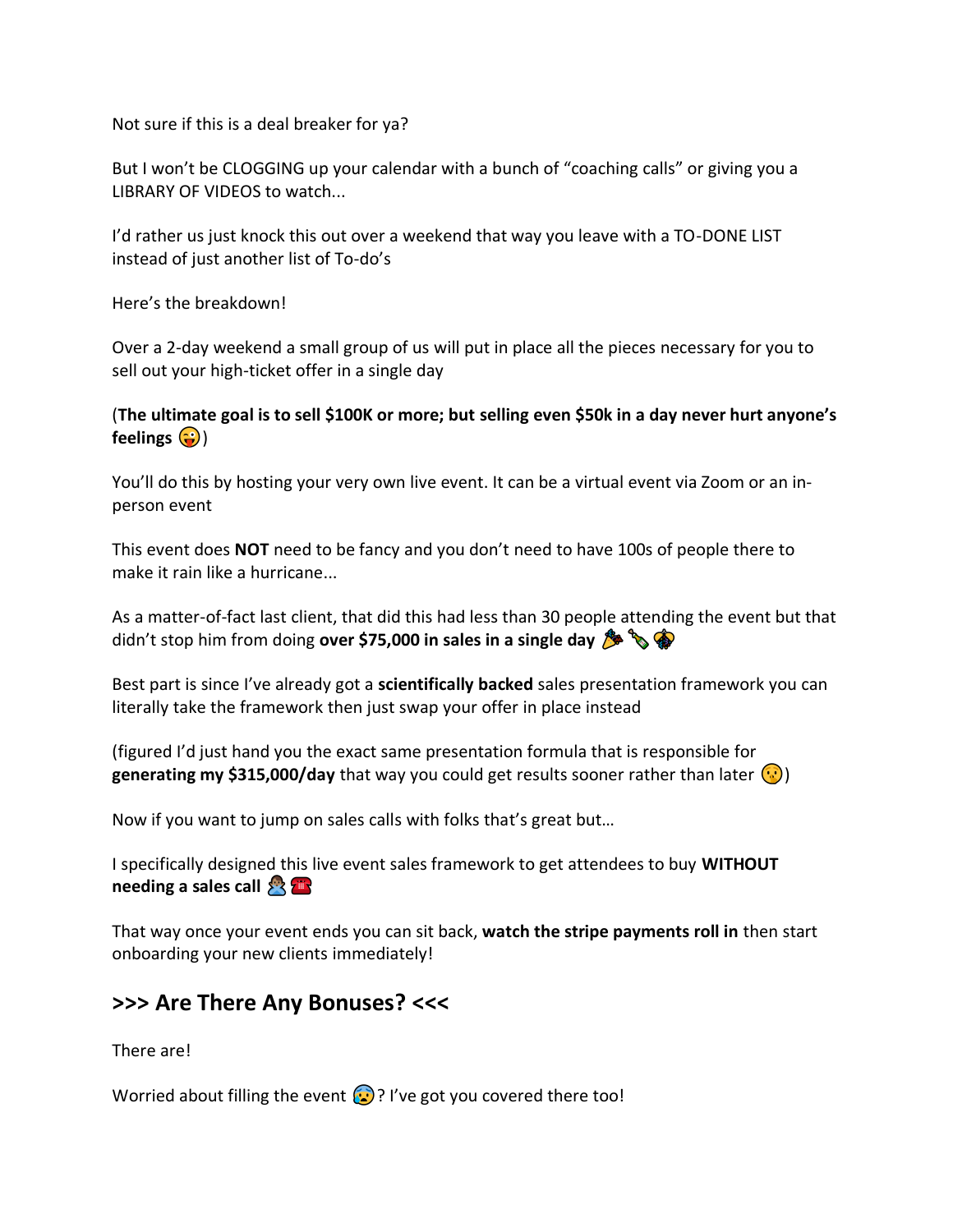Not sure if this is a deal breaker for ya?

But I won't be CLOGGING up your calendar with a bunch of "coaching calls" or giving you a LIBRARY OF VIDEOS to watch...

I'd rather us just knock this out over a weekend that way you leave with a TO-DONE LIST instead of just another list of To-do's

Here's the breakdown!

Over a 2-day weekend a small group of us will put in place all the pieces necessary for you to sell out your high-ticket offer in a single day

(**The ultimate goal is to sell $100K or more; but selling even $50k in a day never hurt anyone's feelings** 😜)

You'll do this by hosting your very own live event. It can be a virtual event via Zoom or an in-person event

This event does **NOT** need to be fancy and you don't need to have 100s of people there to make it rain like a hurricane...

As a matter-of-fact last client, that did this had less than 30 people attending the event but that didn't stop him from doing **over $75,000 in sales in a single day** 🎉🍾🎊

Best part is since I've already got a **scientifically backed** sales presentation framework you can literally take the framework then just swap your offer in place instead

(figured I'd just hand you the exact same presentation formula that is responsible for **generating my $315,000/day** that way you could get results sooner rather than later 😯)

Now if you want to jump on sales calls with folks that's great but…

I specifically designed this live event sales framework to get attendees to buy **WITHOUT needing a sales call** 🙅☎️

That way once your event ends you can sit back, **watch the stripe payments roll in** then start onboarding your new clients immediately!

## >>> Are There Any Bonuses? <<<

There are!

Worried about filling the event 😰? I've got you covered there too!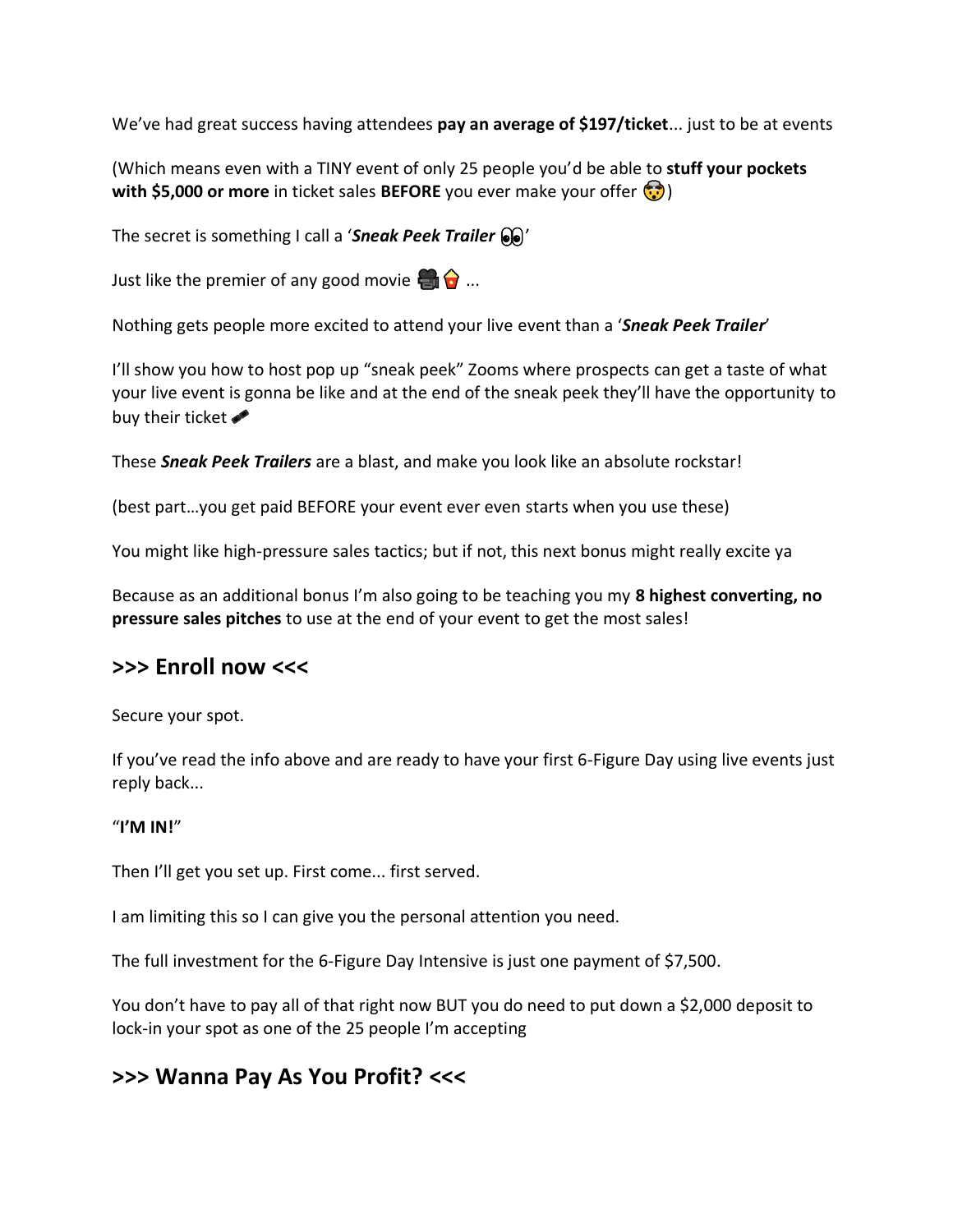We've had great success having attendees **pay an average of $197/ticket**... just to be at events

(Which means even with a TINY event of only 25 people you'd be able to **stuff your pockets with $5,000 or more** in ticket sales **BEFORE** you ever make your offer 🤯)

The secret is something I call a '***Sneak Peek Trailer*** 👀'

Just like the premier of any good movie 🎥🍿 ...

Nothing gets people more excited to attend your live event than a '***Sneak Peek Trailer***'

I'll show you how to host pop up "sneak peek" Zooms where prospects can get a taste of what your live event is gonna be like and at the end of the sneak peek they'll have the opportunity to buy their ticket 🎫

These ***Sneak Peek Trailers*** are a blast, and make you look like an absolute rockstar!

(best part…you get paid BEFORE your event ever even starts when you use these)

You might like high-pressure sales tactics; but if not, this next bonus might really excite ya

Because as an additional bonus I'm also going to be teaching you my **8 highest converting, no pressure sales pitches** to use at the end of your event to get the most sales!

## >>> Enroll now <<<

Secure your spot.

If you've read the info above and are ready to have your first 6-Figure Day using live events just reply back...

"**I'M IN!**"

Then I'll get you set up. First come... first served.

I am limiting this so I can give you the personal attention you need.

The full investment for the 6-Figure Day Intensive is just one payment of $7,500.

You don't have to pay all of that right now BUT you do need to put down a $2,000 deposit to lock-in your spot as one of the 25 people I'm accepting

## >>> Wanna Pay As You Profit? <<<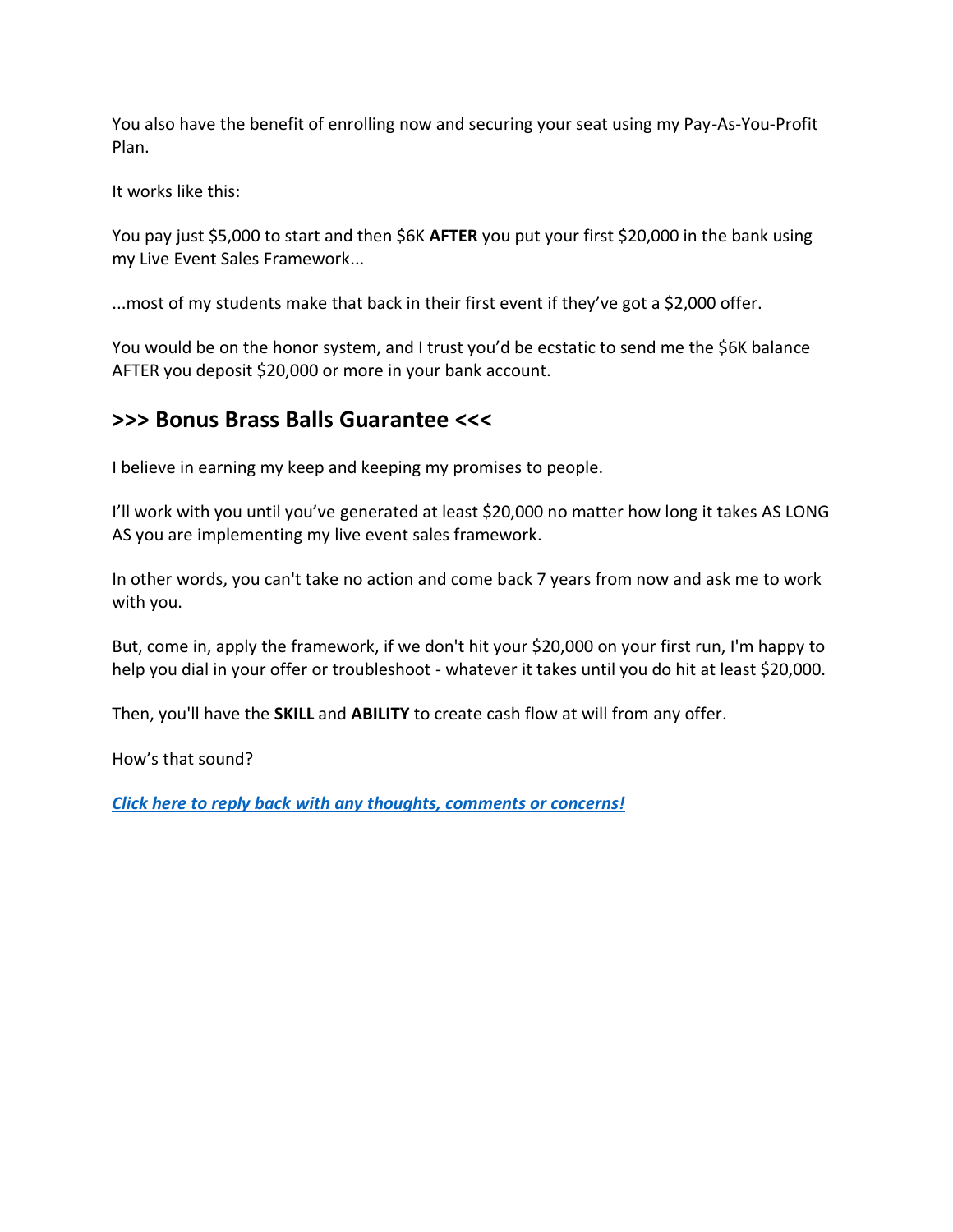You also have the benefit of enrolling now and securing your seat using my Pay-As-You-Profit Plan.

It works like this:

You pay just $5,000 to start and then $6K **AFTER** you put your first $20,000 in the bank using my Live Event Sales Framework...

...most of my students make that back in their first event if they've got a $2,000 offer.

You would be on the honor system, and I trust you'd be ecstatic to send me the $6K balance AFTER you deposit $20,000 or more in your bank account.

## >>> Bonus Brass Balls Guarantee <<<

I believe in earning my keep and keeping my promises to people.

I'll work with you until you've generated at least $20,000 no matter how long it takes AS LONG AS you are implementing my live event sales framework.

In other words, you can't take no action and come back 7 years from now and ask me to work with you.

But, come in, apply the framework, if we don't hit your $20,000 on your first run, I'm happy to help you dial in your offer or troubleshoot - whatever it takes until you do hit at least $20,000.

Then, you'll have the **SKILL** and **ABILITY** to create cash flow at will from any offer.

How's that sound?

***Click here to reply back with any thoughts, comments or concerns!***